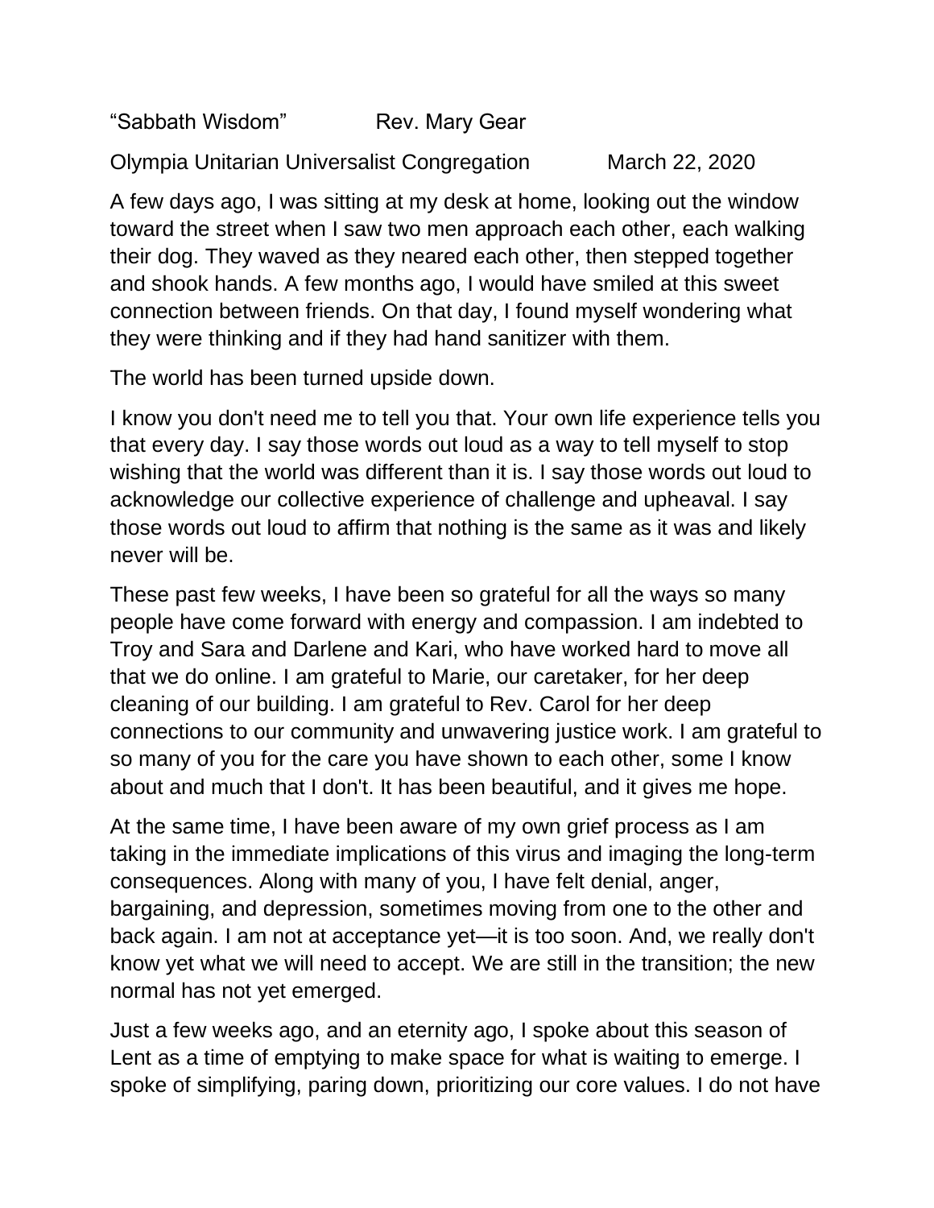“Sabbath Wisdom” Rev. Mary Gear

Olympia Unitarian Universalist Congregation March 22, 2020

A few days ago, I was sitting at my desk at home, looking out the window toward the street when I saw two men approach each other, each walking their dog. They waved as they neared each other, then stepped together and shook hands. A few months ago, I would have smiled at this sweet connection between friends. On that day, I found myself wondering what they were thinking and if they had hand sanitizer with them.

The world has been turned upside down.

I know you don't need me to tell you that. Your own life experience tells you that every day. I say those words out loud as a way to tell myself to stop wishing that the world was different than it is. I say those words out loud to acknowledge our collective experience of challenge and upheaval. I say those words out loud to affirm that nothing is the same as it was and likely never will be.

These past few weeks, I have been so grateful for all the ways so many people have come forward with energy and compassion. I am indebted to Troy and Sara and Darlene and Kari, who have worked hard to move all that we do online. I am grateful to Marie, our caretaker, for her deep cleaning of our building. I am grateful to Rev. Carol for her deep connections to our community and unwavering justice work. I am grateful to so many of you for the care you have shown to each other, some I know about and much that I don't. It has been beautiful, and it gives me hope.

At the same time, I have been aware of my own grief process as I am taking in the immediate implications of this virus and imaging the long-term consequences. Along with many of you, I have felt denial, anger, bargaining, and depression, sometimes moving from one to the other and back again. I am not at acceptance yet—it is too soon. And, we really don't know yet what we will need to accept. We are still in the transition; the new normal has not yet emerged.

Just a few weeks ago, and an eternity ago, I spoke about this season of Lent as a time of emptying to make space for what is waiting to emerge. I spoke of simplifying, paring down, prioritizing our core values. I do not have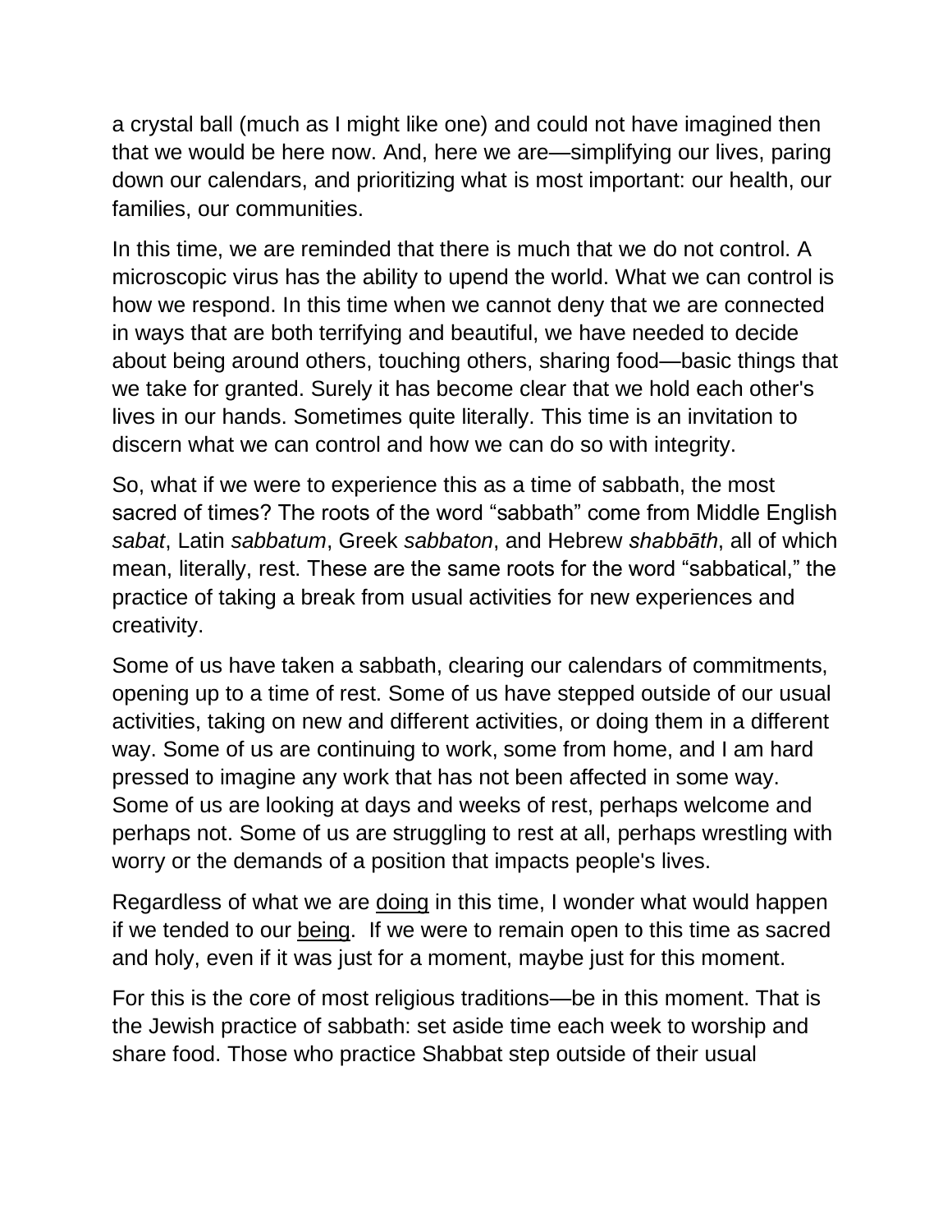a crystal ball (much as I might like one) and could not have imagined then that we would be here now. And, here we are—simplifying our lives, paring down our calendars, and prioritizing what is most important: our health, our families, our communities.

In this time, we are reminded that there is much that we do not control. A microscopic virus has the ability to upend the world. What we can control is how we respond. In this time when we cannot deny that we are connected in ways that are both terrifying and beautiful, we have needed to decide about being around others, touching others, sharing food—basic things that we take for granted. Surely it has become clear that we hold each other's lives in our hands. Sometimes quite literally. This time is an invitation to discern what we can control and how we can do so with integrity.

So, what if we were to experience this as a time of sabbath, the most sacred of times? The roots of the word "sabbath" come from Middle English *sabat*, Latin *sabbatum*, Greek *sabbaton*, and Hebrew *shabbāth*, all of which mean, literally, rest. These are the same roots for the word "sabbatical," the practice of taking a break from usual activities for new experiences and creativity.

Some of us have taken a sabbath, clearing our calendars of commitments, opening up to a time of rest. Some of us have stepped outside of our usual activities, taking on new and different activities, or doing them in a different way. Some of us are continuing to work, some from home, and I am hard pressed to imagine any work that has not been affected in some way. Some of us are looking at days and weeks of rest, perhaps welcome and perhaps not. Some of us are struggling to rest at all, perhaps wrestling with worry or the demands of a position that impacts people's lives.

Regardless of what we are <u>doing</u> in this time, I wonder what would happen if we tended to our <u>being</u>. If we were to remain open to this time as sacred and holy, even if it was just for a moment, maybe just for this moment.

For this is the core of most religious traditions—be in this moment. That is the Jewish practice of sabbath: set aside time each week to worship and share food. Those who practice Shabbat step outside of their usual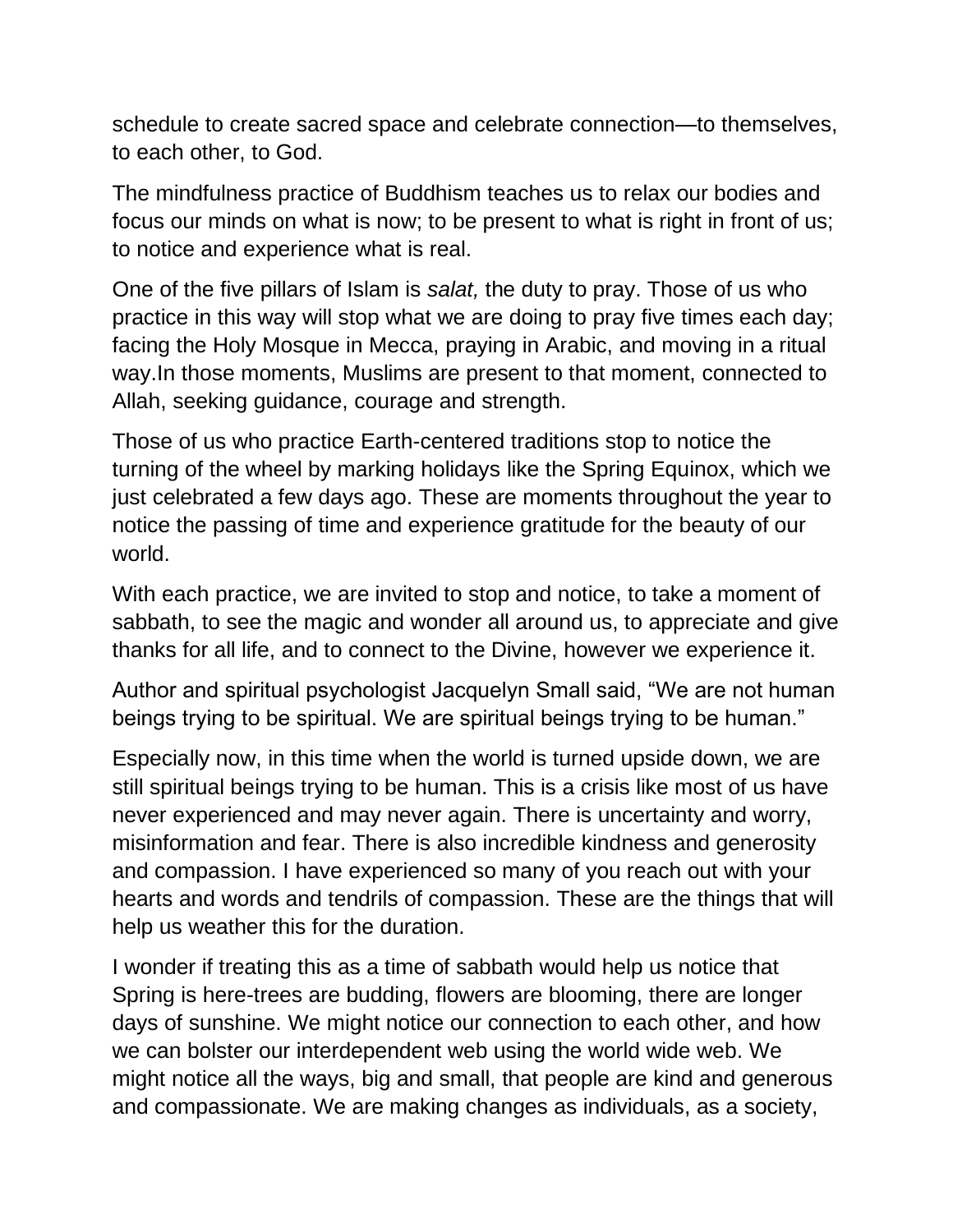schedule to create sacred space and celebrate connection—to themselves, to each other, to God.

The mindfulness practice of Buddhism teaches us to relax our bodies and focus our minds on what is now; to be present to what is right in front of us; to notice and experience what is real.

One of the five pillars of Islam is *salat,* the duty to pray. Those of us who practice in this way will stop what we are doing to pray five times each day; facing the Holy Mosque in Mecca, praying in Arabic, and moving in a ritual way.In those moments, Muslims are present to that moment, connected to Allah, seeking guidance, courage and strength.

Those of us who practice Earth-centered traditions stop to notice the turning of the wheel by marking holidays like the Spring Equinox, which we just celebrated a few days ago. These are moments throughout the year to notice the passing of time and experience gratitude for the beauty of our world.

With each practice, we are invited to stop and notice, to take a moment of sabbath, to see the magic and wonder all around us, to appreciate and give thanks for all life, and to connect to the Divine, however we experience it.

Author and spiritual psychologist Jacquelyn Small said, "We are not human beings trying to be spiritual. We are spiritual beings trying to be human."

Especially now, in this time when the world is turned upside down, we are still spiritual beings trying to be human. This is a crisis like most of us have never experienced and may never again. There is uncertainty and worry, misinformation and fear. There is also incredible kindness and generosity and compassion. I have experienced so many of you reach out with your hearts and words and tendrils of compassion. These are the things that will help us weather this for the duration.

I wonder if treating this as a time of sabbath would help us notice that Spring is here-trees are budding, flowers are blooming, there are longer days of sunshine. We might notice our connection to each other, and how we can bolster our interdependent web using the world wide web. We might notice all the ways, big and small, that people are kind and generous and compassionate. We are making changes as individuals, as a society,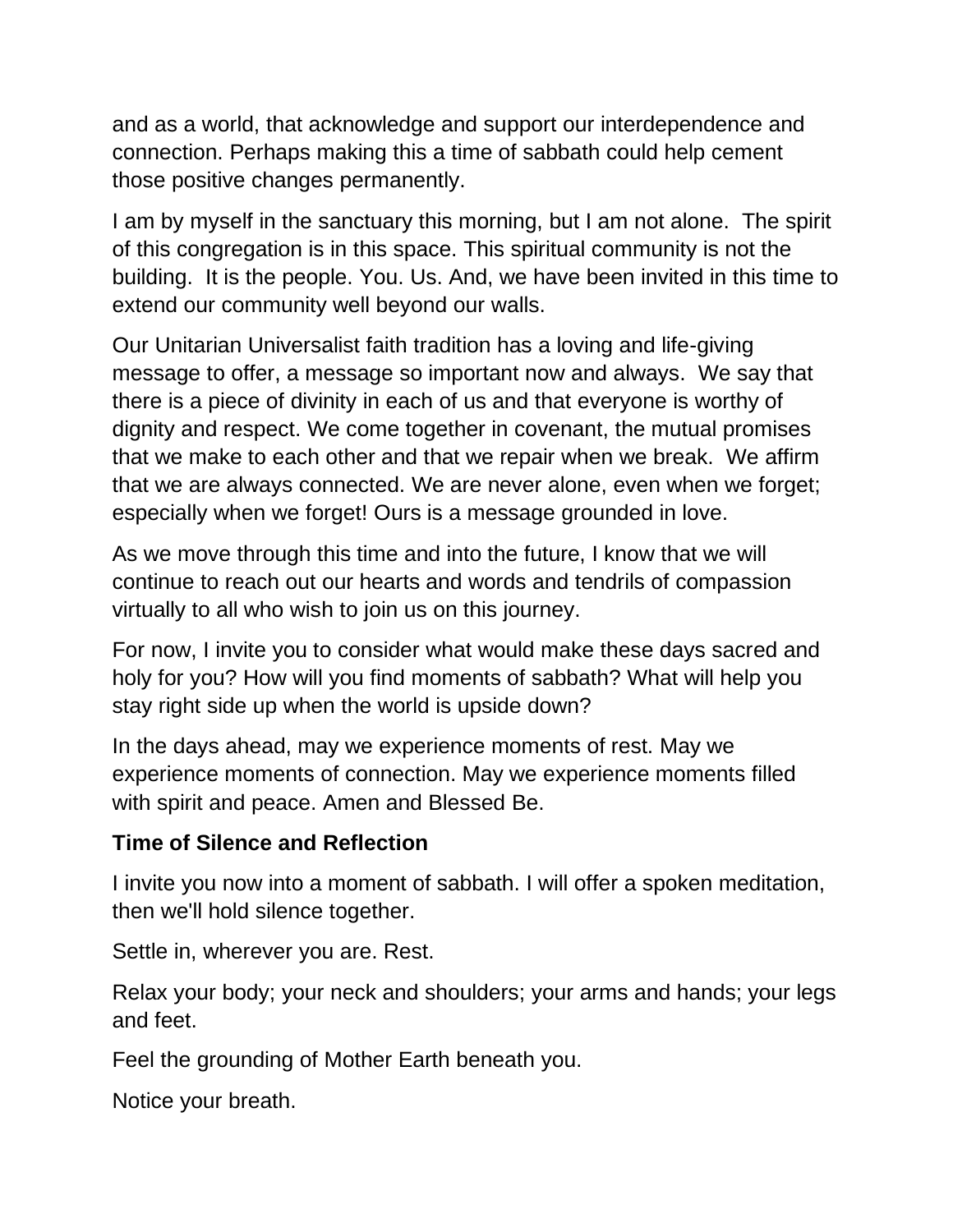and as a world, that acknowledge and support our interdependence and connection. Perhaps making this a time of sabbath could help cement those positive changes permanently.

I am by myself in the sanctuary this morning, but I am not alone. The spirit of this congregation is in this space. This spiritual community is not the building. It is the people. You. Us. And, we have been invited in this time to extend our community well beyond our walls.

Our Unitarian Universalist faith tradition has a loving and life-giving message to offer, a message so important now and always. We say that there is a piece of divinity in each of us and that everyone is worthy of dignity and respect. We come together in covenant, the mutual promises that we make to each other and that we repair when we break. We affirm that we are always connected. We are never alone, even when we forget; especially when we forget! Ours is a message grounded in love.

As we move through this time and into the future, I know that we will continue to reach out our hearts and words and tendrils of compassion virtually to all who wish to join us on this journey.

For now, I invite you to consider what would make these days sacred and holy for you? How will you find moments of sabbath? What will help you stay right side up when the world is upside down?

In the days ahead, may we experience moments of rest. May we experience moments of connection. May we experience moments filled with spirit and peace. Amen and Blessed Be.

**Time of Silence and Reflection**

I invite you now into a moment of sabbath. I will offer a spoken meditation, then we'll hold silence together.

Settle in, wherever you are. Rest.

Relax your body; your neck and shoulders; your arms and hands; your legs and feet.

Feel the grounding of Mother Earth beneath you.

Notice your breath.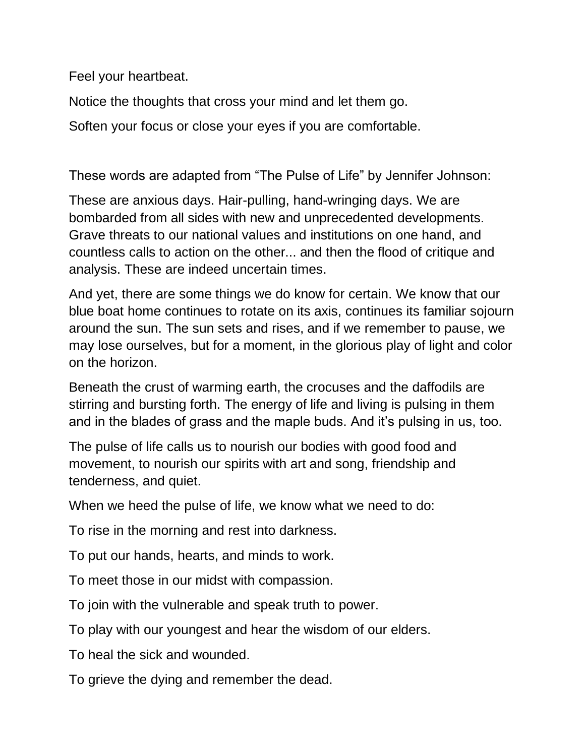Feel your heartbeat.

Notice the thoughts that cross your mind and let them go.

Soften your focus or close your eyes if you are comfortable.

These words are adapted from “The Pulse of Life” by Jennifer Johnson:

These are anxious days. Hair-pulling, hand-wringing days. We are bombarded from all sides with new and unprecedented developments. Grave threats to our national values and institutions on one hand, and countless calls to action on the other... and then the flood of critique and analysis. These are indeed uncertain times.

And yet, there are some things we do know for certain. We know that our blue boat home continues to rotate on its axis, continues its familiar sojourn around the sun. The sun sets and rises, and if we remember to pause, we may lose ourselves, but for a moment, in the glorious play of light and color on the horizon.

Beneath the crust of warming earth, the crocuses and the daffodils are stirring and bursting forth. The energy of life and living is pulsing in them and in the blades of grass and the maple buds. And it’s pulsing in us, too.

The pulse of life calls us to nourish our bodies with good food and movement, to nourish our spirits with art and song, friendship and tenderness, and quiet.

When we heed the pulse of life, we know what we need to do:

To rise in the morning and rest into darkness.

To put our hands, hearts, and minds to work.

To meet those in our midst with compassion.

To join with the vulnerable and speak truth to power.

To play with our youngest and hear the wisdom of our elders.

To heal the sick and wounded.

To grieve the dying and remember the dead.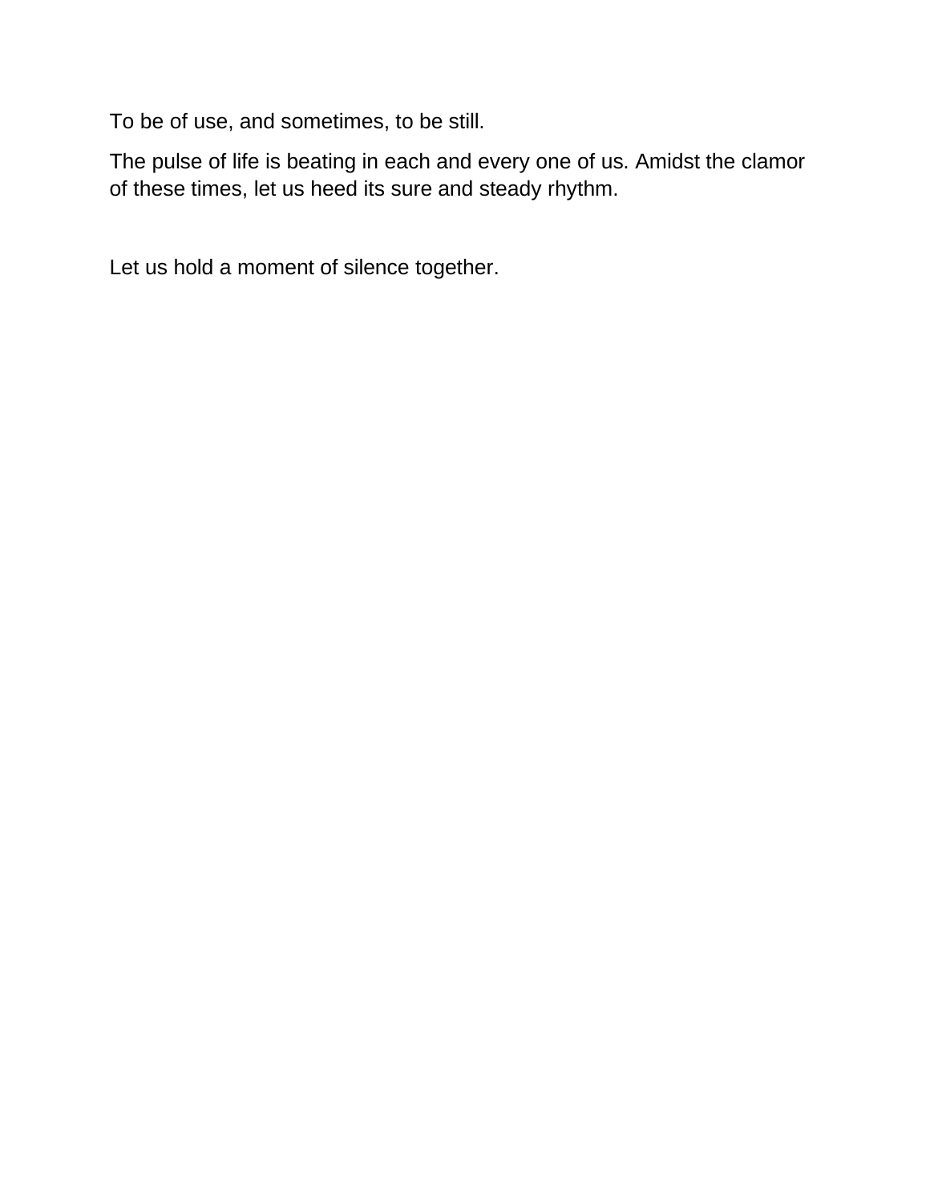To be of use, and sometimes, to be still.

The pulse of life is beating in each and every one of us. Amidst the clamor of these times, let us heed its sure and steady rhythm.

Let us hold a moment of silence together.